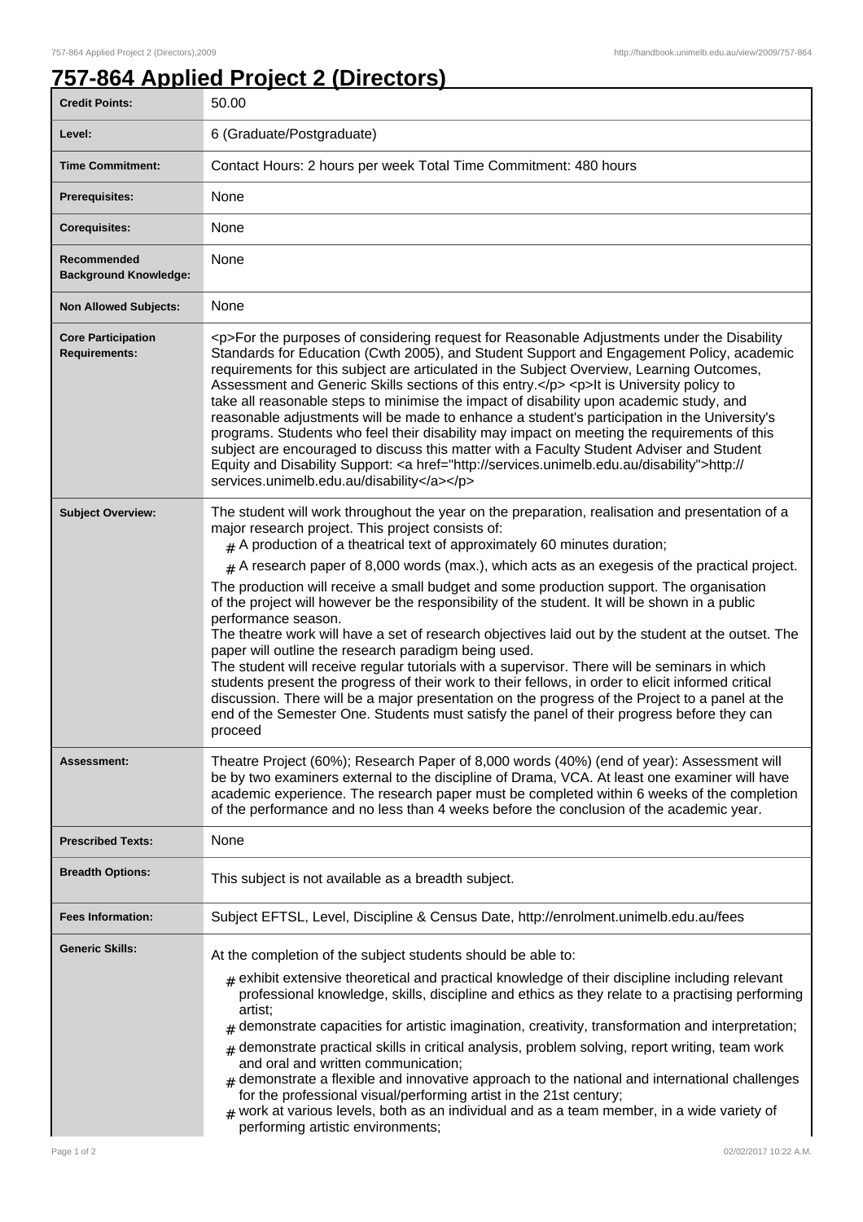# 757-864 Applied Project 2 (Directors)

| | |
|---|---|
| **Credit Points:** | 50.00 |
| **Level:** | 6 (Graduate/Postgraduate) |
| **Time Commitment:** | Contact Hours: 2 hours per week Total Time Commitment: 480 hours |
| **Prerequisites:** | None |
| **Corequisites:** | None |
| **Recommended Background Knowledge:** | None |
| **Non Allowed Subjects:** | None |
| **Core Participation Requirements:** | <p>For the purposes of considering request for Reasonable Adjustments under the Disability Standards for Education (Cwth 2005), and Student Support and Engagement Policy, academic requirements for this subject are articulated in the Subject Overview, Learning Outcomes, Assessment and Generic Skills sections of this entry.</p> <p>It is University policy to take all reasonable steps to minimise the impact of disability upon academic study, and reasonable adjustments will be made to enhance a student's participation in the University's programs. Students who feel their disability may impact on meeting the requirements of this subject are encouraged to discuss this matter with a Faculty Student Adviser and Student Equity and Disability Support: <a href="http://services.unimelb.edu.au/disability">http://services.unimelb.edu.au/disability</a></p> |
| **Subject Overview:** | The student will work throughout the year on the preparation, realisation and presentation of a major research project. This project consists of: <br> # A production of a theatrical text of approximately 60 minutes duration; <br> # A research paper of 8,000 words (max.), which acts as an exegesis of the practical project. <br> The production will receive a small budget and some production support. The organisation of the project will however be the responsibility of the student. It will be shown in a public performance season. <br> The theatre work will have a set of research objectives laid out by the student at the outset. The paper will outline the research paradigm being used. <br> The student will receive regular tutorials with a supervisor. There will be seminars in which students present the progress of their work to their fellows, in order to elicit informed critical discussion. There will be a major presentation on the progress of the Project to a panel at the end of the Semester One. Students must satisfy the panel of their progress before they can proceed |
| **Assessment:** | Theatre Project (60%); Research Paper of 8,000 words (40%) (end of year): Assessment will be by two examiners external to the discipline of Drama, VCA. At least one examiner will have academic experience. The research paper must be completed within 6 weeks of the completion of the performance and no less than 4 weeks before the conclusion of the academic year. |
| **Prescribed Texts:** | None |
| **Breadth Options:** | This subject is not available as a breadth subject. |
| **Fees Information:** | Subject EFTSL, Level, Discipline & Census Date, http://enrolment.unimelb.edu.au/fees |
| **Generic Skills:** | At the completion of the subject students should be able to: <br> # exhibit extensive theoretical and practical knowledge of their discipline including relevant professional knowledge, skills, discipline and ethics as they relate to a practising performing artist; <br> # demonstrate capacities for artistic imagination, creativity, transformation and interpretation; <br> # demonstrate practical skills in critical analysis, problem solving, report writing, team work and oral and written communication; <br> # demonstrate a flexible and innovative approach to the national and international challenges for the professional visual/performing artist in the 21st century; <br> # work at various levels, both as an individual and as a team member, in a wide variety of performing artistic environments; |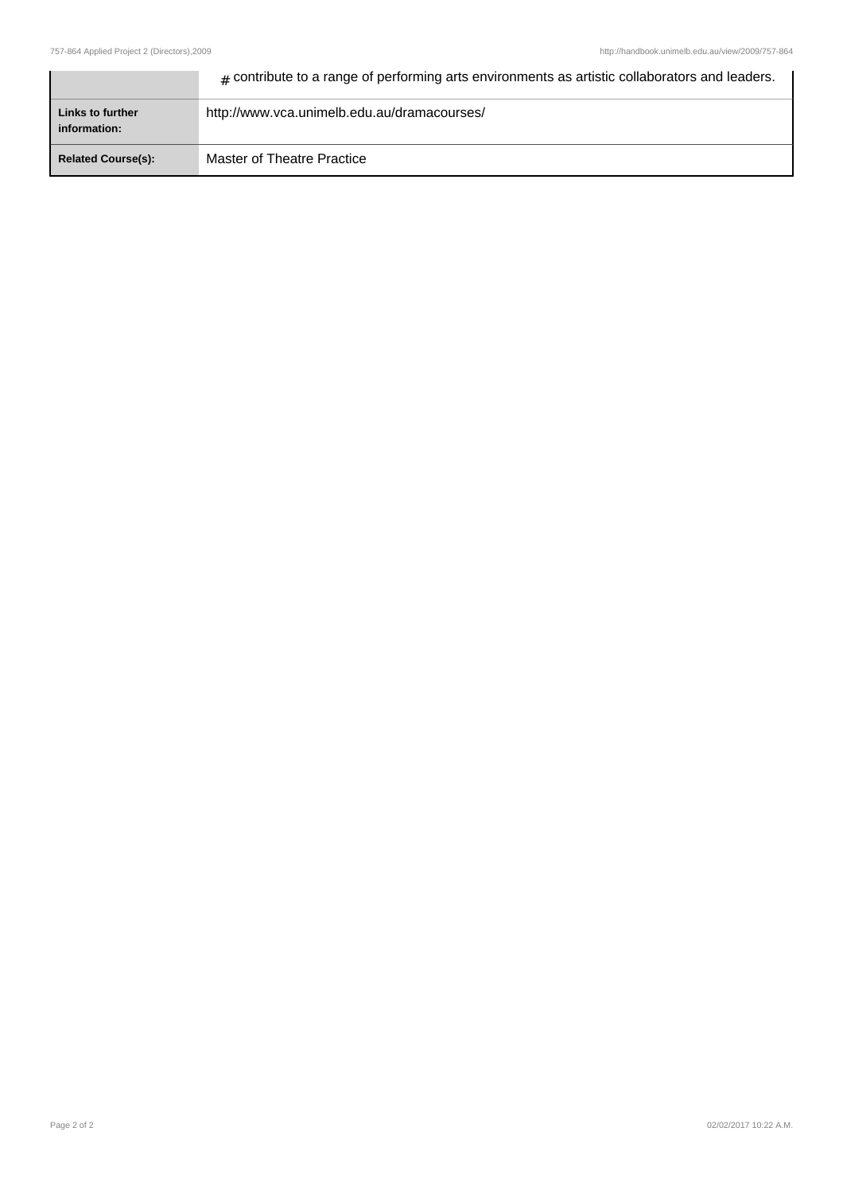| | |
|---|---|
| | # contribute to a range of performing arts environments as artistic collaborators and leaders. |
| **Links to further information:** | http://www.vca.unimelb.edu.au/dramacourses/ |
| **Related Course(s):** | Master of Theatre Practice |